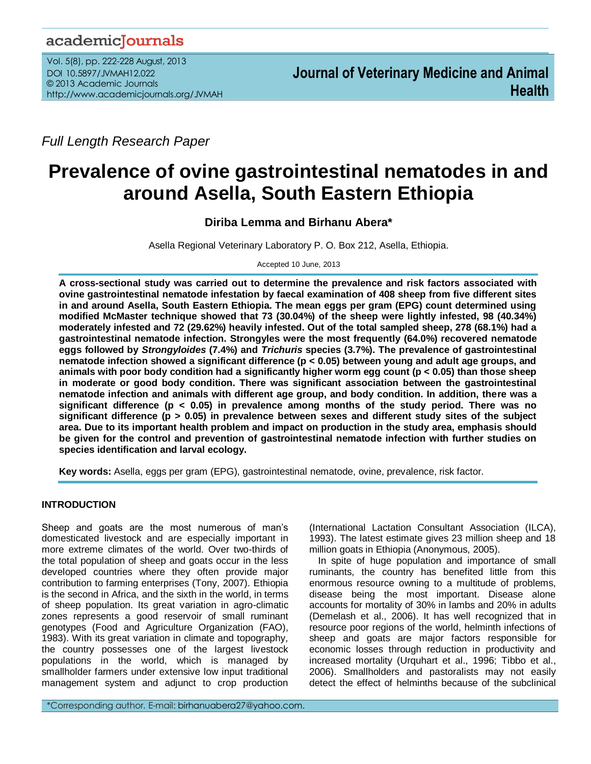Full Length Research Paper

# Prevalence of ovine gastrointestinal nematodes in and around Asella, South Eastern Ethiopia

**Diriba Lemma and Birhanu Abera***

Asella Regional Veterinary Laboratory P. O. Box 212, Asella, Ethiopia.

Accepted 10 June, 2013

**A cross-sectional study was carried out to determine the prevalence and risk factors associated with ovine gastrointestinal nematode infestation by faecal examination of 408 sheep from five different sites in and around Asella, South Eastern Ethiopia. The mean eggs per gram (EPG) count determined using modified McMaster technique showed that 73 (30.04%) of the sheep were lightly infested, 98 (40.34%) moderately infested and 72 (29.62%) heavily infested. Out of the total sampled sheep, 278 (68.1%) had a gastrointestinal nematode infection. Strongyles were the most frequently (64.0%) recovered nematode eggs followed by *Strongyloides* (7.4%) and *Trichuris* species (3.7%). The prevalence of gastrointestinal nematode infection showed a significant difference ($p < 0.05$) between young and adult age groups, and animals with poor body condition had a significantly higher worm egg count ($p < 0.05$) than those sheep in moderate or good body condition. There was significant association between the gastrointestinal nematode infection and animals with different age group, and body condition. In addition, there was a significant difference ($p < 0.05$) in prevalence among months of the study period. There was no significant difference ($p > 0.05$) in prevalence between sexes and different study sites of the subject area. Due to its important health problem and impact on production in the study area, emphasis should be given for the control and prevention of gastrointestinal nematode infection with further studies on species identification and larval ecology.**

**Key words:** Asella, eggs per gram (EPG), gastrointestinal nematode, ovine, prevalence, risk factor.

## INTRODUCTION

Sheep and goats are the most numerous of man's domesticated livestock and are especially important in more extreme climates of the world. Over two-thirds of the total population of sheep and goats occur in the less developed countries where they often provide major contribution to farming enterprises (Tony, 2007). Ethiopia is the second in Africa, and the sixth in the world, in terms of sheep population. Its great variation in agro-climatic zones represents a good reservoir of small ruminant genotypes (Food and Agriculture Organization (FAO), 1983). With its great variation in climate and topography, the country possesses one of the largest livestock populations in the world, which is managed by smallholder farmers under extensive low input traditional management system and adjunct to crop production (International Lactation Consultant Association (ILCA), 1993). The latest estimate gives 23 million sheep and 18 million goats in Ethiopia (Anonymous, 2005).

In spite of huge population and importance of small ruminants, the country has benefited little from this enormous resource owning to a multitude of problems, disease being the most important. Disease alone accounts for mortality of 30% in lambs and 20% in adults (Demelash et al., 2006). It has well recognized that in resource poor regions of the world, helminth infections of sheep and goats are major factors responsible for economic losses through reduction in productivity and increased mortality (Urquhart et al., 1996; Tibbo et al., 2006). Smallholders and pastoralists may not easily detect the effect of helminths because of the subclinical

*Corresponding author. E-mail: birhanuabera27@yahoo.com.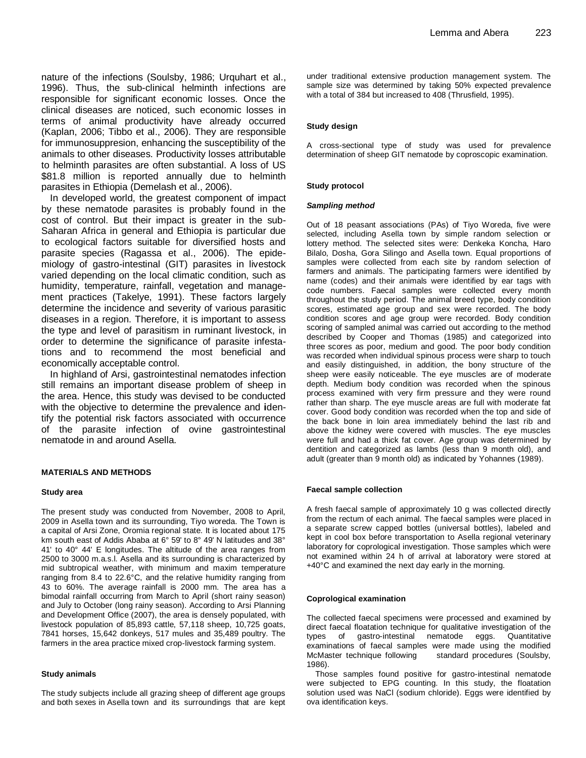nature of the infections (Soulsby, 1986; Urquhart et al., 1996). Thus, the sub-clinical helminth infections are responsible for significant economic losses. Once the clinical diseases are noticed, such economic losses in terms of animal productivity have already occurred (Kaplan, 2006; Tibbo et al., 2006). They are responsible for immunosuppresion, enhancing the susceptibility of the animals to other diseases. Productivity losses attributable to helminth parasites are often substantial. A loss of US \$81.8 million is reported annually due to helminth parasites in Ethiopia (Demelash et al., 2006).

In developed world, the greatest component of impact by these nematode parasites is probably found in the cost of control. But their impact is greater in the sub-Saharan Africa in general and Ethiopia is particular due to ecological factors suitable for diversified hosts and parasite species (Ragassa et al., 2006). The epidemiology of gastro-intestinal (GIT) parasites in livestock varied depending on the local climatic condition, such as humidity, temperature, rainfall, vegetation and management practices (Takelye, 1991). These factors largely determine the incidence and severity of various parasitic diseases in a region. Therefore, it is important to assess the type and level of parasitism in ruminant livestock, in order to determine the significance of parasite infestations and to recommend the most beneficial and economically acceptable control.

In highland of Arsi, gastrointestinal nematodes infection still remains an important disease problem of sheep in the area. Hence, this study was devised to be conducted with the objective to determine the prevalence and identify the potential risk factors associated with occurrence of the parasite infection of ovine gastrointestinal nematode in and around Asella.

## MATERIALS AND METHODS

### Study area

The present study was conducted from November, 2008 to April, 2009 in Asella town and its surrounding, Tiyo woreda. The Town is a capital of Arsi Zone, Oromia regional state. It is located about 175 km south east of Addis Ababa at 6° 59' to 8° 49' N latitudes and 38° 41' to 40° 44' E longitudes. The altitude of the area ranges from 2500 to 3000 m.a.s.l. Asella and its surrounding is characterized by mid subtropical weather, with minimum and maxim temperature ranging from 8.4 to 22.6°C, and the relative humidity ranging from 43 to 60%. The average rainfall is 2000 mm. The area has a bimodal rainfall occurring from March to April (short rainy season) and July to October (long rainy season). According to Arsi Planning and Development Office (2007), the area is densely populated, with livestock population of 85,893 cattle, 57,118 sheep, 10,725 goats, 7841 horses, 15,642 donkeys, 517 mules and 35,489 poultry. The farmers in the area practice mixed crop-livestock farming system.

### Study animals

The study subjects include all grazing sheep of different age groups and both sexes in Asella town and its surroundings that are kept under traditional extensive production management system. The sample size was determined by taking 50% expected prevalence with a total of 384 but increased to 408 (Thrusfield, 1995).

### Study design

A cross-sectional type of study was used for prevalence determination of sheep GIT nematode by coproscopic examination.

### Study protocol

#### *Sampling method*

Out of 18 peasant associations (PAs) of Tiyo Woreda, five were selected, including Asella town by simple random selection or lottery method. The selected sites were: Denkeka Koncha, Haro Bilalo, Dosha, Gora Silingo and Asella town. Equal proportions of samples were collected from each site by random selection of farmers and animals. The participating farmers were identified by name (codes) and their animals were identified by ear tags with code numbers. Faecal samples were collected every month throughout the study period. The animal breed type, body condition scores, estimated age group and sex were recorded. The body condition scores and age group were recorded. Body condition scoring of sampled animal was carried out according to the method described by Cooper and Thomas (1985) and categorized into three scores as poor, medium and good. The poor body condition was recorded when individual spinous process were sharp to touch and easily distinguished, in addition, the bony structure of the sheep were easily noticeable. The eye muscles are of moderate depth. Medium body condition was recorded when the spinous process examined with very firm pressure and they were round rather than sharp. The eye muscle areas are full with moderate fat cover. Good body condition was recorded when the top and side of the back bone in loin area immediately behind the last rib and above the kidney were covered with muscles. The eye muscles were full and had a thick fat cover. Age group was determined by dentition and categorized as lambs (less than 9 month old), and adult (greater than 9 month old) as indicated by Yohannes (1989).

### Faecal sample collection

A fresh faecal sample of approximately 10 g was collected directly from the rectum of each animal. The faecal samples were placed in a separate screw capped bottles (universal bottles), labeled and kept in cool box before transportation to Asella regional veterinary laboratory for coprological investigation. Those samples which were not examined within 24 h of arrival at laboratory were stored at +40°C and examined the next day early in the morning.

### Coprological examination

The collected faecal specimens were processed and examined by direct faecal floatation technique for qualitative investigation of the types of gastro-intestinal nematode eggs. Quantitative examinations of faecal samples were made using the modified McMaster technique following standard procedures (Soulsby, 1986).

Those samples found positive for gastro-intestinal nematode were subjected to EPG counting. In this study, the floatation solution used was NaCl (sodium chloride). Eggs were identified by ova identification keys.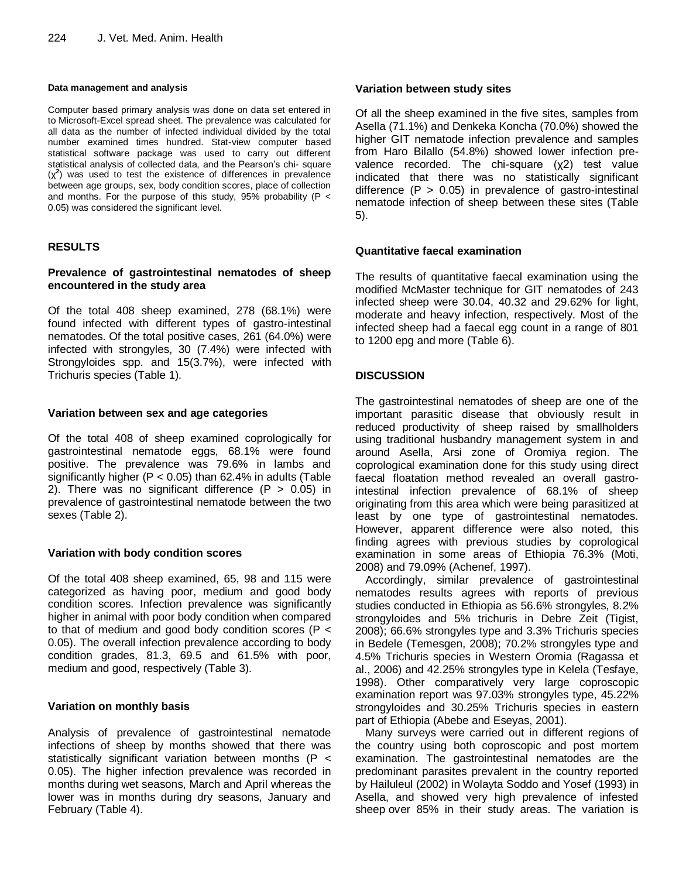#### Data management and analysis

Computer based primary analysis was done on data set entered in to Microsoft-Excel spread sheet. The prevalence was calculated for all data as the number of infected individual divided by the total number examined times hundred. Stat-view computer based statistical software package was used to carry out different statistical analysis of collected data, and the Pearson's chi- square ($\chi^2$) was used to test the existence of differences in prevalence between age groups, sex, body condition scores, place of collection and months. For the purpose of this study, 95% probability ($P < 0.05$) was considered the significant level.

## RESULTS

### Prevalence of gastrointestinal nematodes of sheep encountered in the study area

Of the total 408 sheep examined, 278 (68.1%) were found infected with different types of gastro-intestinal nematodes. Of the total positive cases, 261 (64.0%) were infected with strongyles, 30 (7.4%) were infected with Strongyloides spp. and 15(3.7%), were infected with Trichuris species (Table 1).

### Variation between sex and age categories

Of the total 408 of sheep examined coprologically for gastrointestinal nematode eggs, 68.1% were found positive. The prevalence was 79.6% in lambs and significantly higher ($P < 0.05$) than 62.4% in adults (Table 2). There was no significant difference ($P > 0.05$) in prevalence of gastrointestinal nematode between the two sexes (Table 2).

### Variation with body condition scores

Of the total 408 sheep examined, 65, 98 and 115 were categorized as having poor, medium and good body condition scores. Infection prevalence was significantly higher in animal with poor body condition when compared to that of medium and good body condition scores ($P < 0.05$). The overall infection prevalence according to body condition grades, 81.3, 69.5 and 61.5% with poor, medium and good, respectively (Table 3).

### Variation on monthly basis

Analysis of prevalence of gastrointestinal nematode infections of sheep by months showed that there was statistically significant variation between months ($P < 0.05$). The higher infection prevalence was recorded in months during wet seasons, March and April whereas the lower was in months during dry seasons, January and February (Table 4).

### Variation between study sites

Of all the sheep examined in the five sites, samples from Asella (71.1%) and Denkeka Koncha (70.0%) showed the higher GIT nematode infection prevalence and samples from Haro Bilallo (54.8%) showed lower infection prevalence recorded. The chi-square ($\chi 2$) test value indicated that there was no statistically significant difference ($P > 0.05$) in prevalence of gastro-intestinal nematode infection of sheep between these sites (Table 5).

### Quantitative faecal examination

The results of quantitative faecal examination using the modified McMaster technique for GIT nematodes of 243 infected sheep were 30.04, 40.32 and 29.62% for light, moderate and heavy infection, respectively. Most of the infected sheep had a faecal egg count in a range of 801 to 1200 epg and more (Table 6).

## DISCUSSION

The gastrointestinal nematodes of sheep are one of the important parasitic disease that obviously result in reduced productivity of sheep raised by smallholders using traditional husbandry management system in and around Asella, Arsi zone of Oromiya region. The coprological examination done for this study using direct faecal floatation method revealed an overall gastro-intestinal infection prevalence of 68.1% of sheep originating from this area which were being parasitized at least by one type of gastrointestinal nematodes. However, apparent difference were also noted, this finding agrees with previous studies by coprological examination in some areas of Ethiopia 76.3% (Moti, 2008) and 79.09% (Achenef, 1997).

Accordingly, similar prevalence of gastrointestinal nematodes results agrees with reports of previous studies conducted in Ethiopia as 56.6% strongyles, 8.2% strongyloides and 5% trichuris in Debre Zeit (Tigist, 2008); 66.6% strongyles type and 3.3% Trichuris species in Bedele (Temesgen, 2008); 70.2% strongyles type and 4.5% Trichuris species in Western Oromia (Ragassa et al., 2006) and 42.25% strongyles type in Kelela (Tesfaye, 1998). Other comparatively very large coproscopic examination report was 97.03% strongyles type, 45.22% strongyloides and 30.25% Trichuris species in eastern part of Ethiopia (Abebe and Eseyas, 2001).

Many surveys were carried out in different regions of the country using both coproscopic and post mortem examination. The gastrointestinal nematodes are the predominant parasites prevalent in the country reported by Hailuleul (2002) in Wolayta Soddo and Yosef (1993) in Asella, and showed very high prevalence of infested sheep over 85% in their study areas. The variation is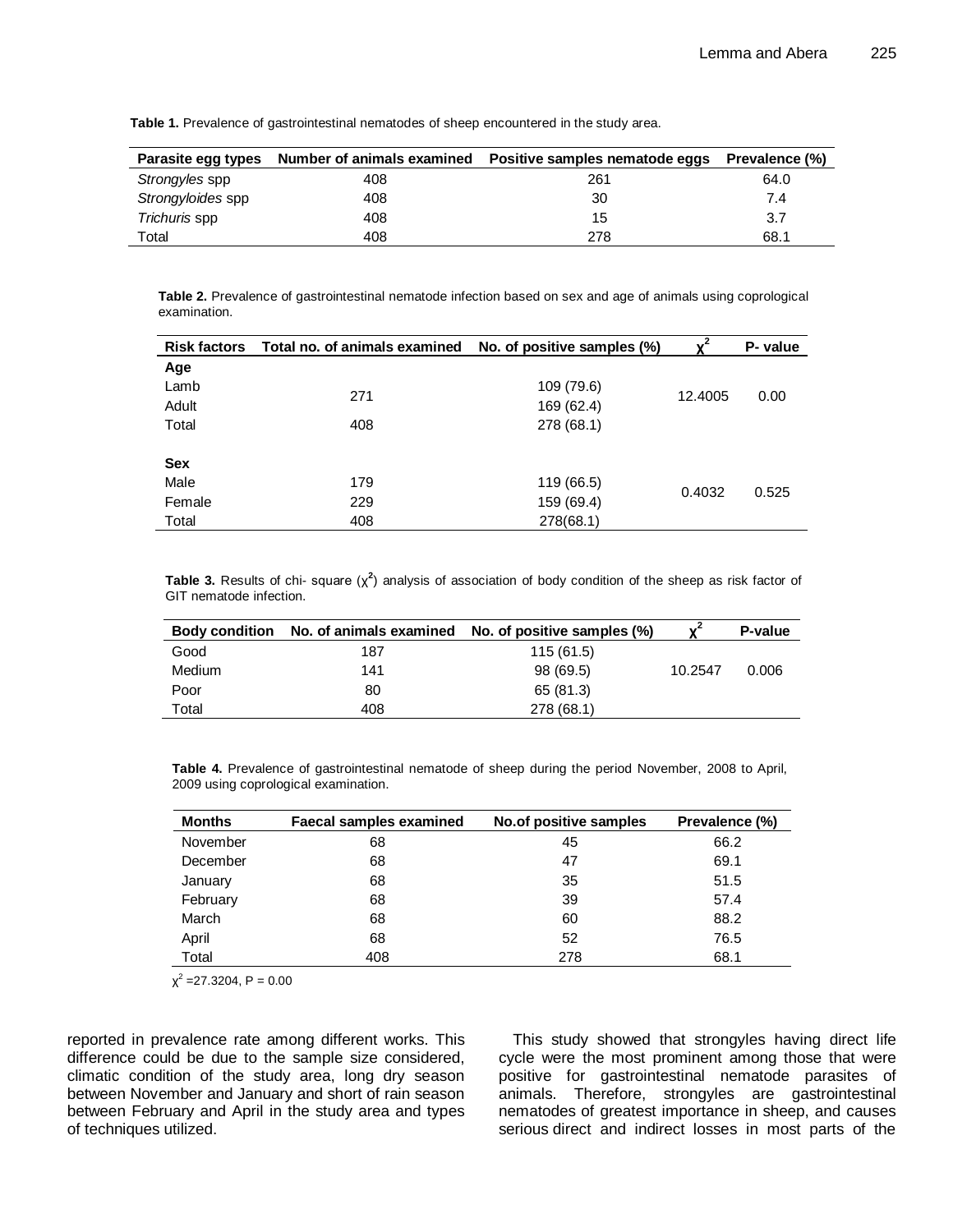**Table 1.** Prevalence of gastrointestinal nematodes of sheep encountered in the study area.

| Parasite egg types | Number of animals examined | Positive samples nematode eggs | Prevalence (%) |
|---|---|---|---|
| *Strongyles* spp | 408 | 261 | 64.0 |
| *Strongyloides* spp | 408 | 30 | 7.4 |
| *Trichuris* spp | 408 | 15 | 3.7 |
| Total | 408 | 278 | 68.1 |

**Table 2.** Prevalence of gastrointestinal nematode infection based on sex and age of animals using coprological examination.

| Risk factors | Total no. of animals examined | No. of positive samples (%) | $\chi^2$ | P- value |
|---|---|---|---|---|
| **Age** | | | | |
| Lamb | 271 | 109 (79.6) | 12.4005 | 0.00 |
| Adult | | 169 (62.4) | | |
| Total | 408 | 278 (68.1) | | |
| **Sex** | | | | |
| Male | 179 | 119 (66.5) | 0.4032 | 0.525 |
| Female | 229 | 159 (69.4) | | |
| Total | 408 | 278(68.1) | | |

**Table 3.** Results of chi- square ($\chi^2$) analysis of association of body condition of the sheep as risk factor of GIT nematode infection.

| Body condition | No. of animals examined | No. of positive samples (%) | $\chi^2$ | P-value |
|---|---|---|---|---|
| Good | 187 | 115 (61.5) | | |
| Medium | 141 | 98 (69.5) | 10.2547 | 0.006 |
| Poor | 80 | 65 (81.3) | | |
| Total | 408 | 278 (68.1) | | |

**Table 4.** Prevalence of gastrointestinal nematode of sheep during the period November, 2008 to April, 2009 using coprological examination.

| Months | Faecal samples examined | No.of positive samples | Prevalence (%) |
|---|---|---|---|
| November | 68 | 45 | 66.2 |
| December | 68 | 47 | 69.1 |
| January | 68 | 35 | 51.5 |
| February | 68 | 39 | 57.4 |
| March | 68 | 60 | 88.2 |
| April | 68 | 52 | 76.5 |
| Total | 408 | 278 | 68.1 |

$\chi^2$ =27.3204, P = 0.00

reported in prevalence rate among different works. This difference could be due to the sample size considered, climatic condition of the study area, long dry season between November and January and short of rain season between February and April in the study area and types of techniques utilized.

This study showed that strongyles having direct life cycle were the most prominent among those that were positive for gastrointestinal nematode parasites of animals. Therefore, strongyles are gastrointestinal nematodes of greatest importance in sheep, and causes serious direct and indirect losses in most parts of the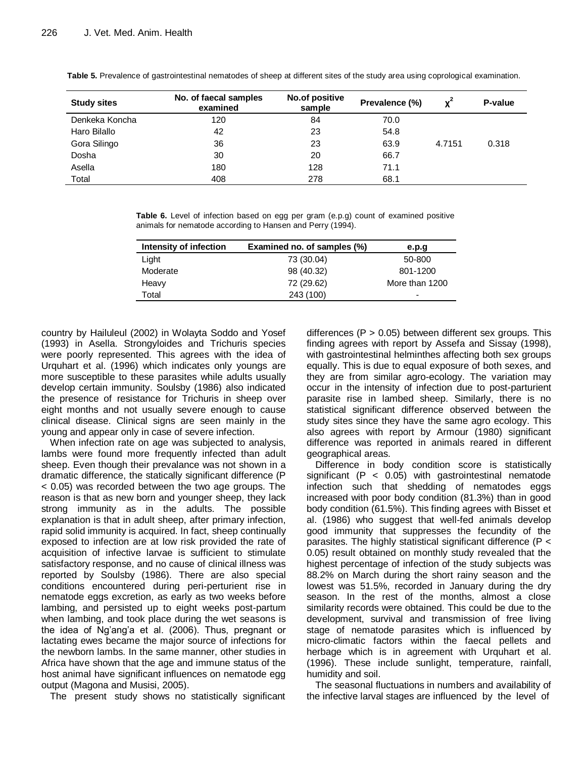**Table 5.** Prevalence of gastrointestinal nematodes of sheep at different sites of the study area using coprological examination.

| Study sites | No. of faecal samples examined | No.of positive sample | Prevalence (%) | $\chi^2$ | P-value |
|---|---|---|---|---|---|
| Denkeka Koncha | 120 | 84 | 70.0 | | |
| Haro Bilallo | 42 | 23 | 54.8 | | |
| Gora Silingo | 36 | 23 | 63.9 | 4.7151 | 0.318 |
| Dosha | 30 | 20 | 66.7 | | |
| Asella | 180 | 128 | 71.1 | | |
| Total | 408 | 278 | 68.1 | | |

**Table 6.** Level of infection based on egg per gram (e.p.g) count of examined positive animals for nematode according to Hansen and Perry (1994).

| Intensity of infection | Examined no. of samples (%) | e.p.g |
|---|---|---|
| Light | 73 (30.04) | 50-800 |
| Moderate | 98 (40.32) | 801-1200 |
| Heavy | 72 (29.62) | More than 1200 |
| Total | 243 (100) | - |

country by Hailuleul (2002) in Wolayta Soddo and Yosef (1993) in Asella. Strongyloides and Trichuris species were poorly represented. This agrees with the idea of Urquhart et al. (1996) which indicates only youngs are more susceptible to these parasites while adults usually develop certain immunity. Soulsby (1986) also indicated the presence of resistance for Trichuris in sheep over eight months and not usually severe enough to cause clinical disease. Clinical signs are seen mainly in the young and appear only in case of severe infection.

When infection rate on age was subjected to analysis, lambs were found more frequently infected than adult sheep. Even though their prevalance was not shown in a dramatic difference, the statically significant difference ($P < 0.05$) was recorded between the two age groups. The reason is that as new born and younger sheep, they lack strong immunity as in the adults. The possible explanation is that in adult sheep, after primary infection, rapid solid immunity is acquired. In fact, sheep continually exposed to infection are at low risk provided the rate of acquisition of infective larvae is sufficient to stimulate satisfactory response, and no cause of clinical illness was reported by Soulsby (1986). There are also special conditions encountered during peri-perturient rise in nematode eggs excretion, as early as two weeks before lambing, and persisted up to eight weeks post-partum when lambing, and took place during the wet seasons is the idea of Ng'ang'a et al. (2006). Thus, pregnant or lactating ewes became the major source of infections for the newborn lambs. In the same manner, other studies in Africa have shown that the age and immune status of the host animal have significant influences on nematode egg output (Magona and Musisi, 2005).

The present study shows no statistically significant differences ($P > 0.05$) between different sex groups. This finding agrees with report by Assefa and Sissay (1998), with gastrointestinal helminthes affecting both sex groups equally. This is due to equal exposure of both sexes, and they are from similar agro-ecology. The variation may occur in the intensity of infection due to post-parturient parasite rise in lambed sheep. Similarly, there is no statistical significant difference observed between the study sites since they have the same agro ecology. This also agrees with report by Armour (1980) significant difference was reported in animals reared in different geographical areas.

Difference in body condition score is statistically significant ($P < 0.05$) with gastrointestinal nematode infection such that shedding of nematodes eggs increased with poor body condition (81.3%) than in good body condition (61.5%). This finding agrees with Bisset et al. (1986) who suggest that well-fed animals develop good immunity that suppresses the fecundity of the parasites. The highly statistical significant difference ($P < 0.05$) result obtained on monthly study revealed that the highest percentage of infection of the study subjects was 88.2% on March during the short rainy season and the lowest was 51.5%, recorded in January during the dry season. In the rest of the months, almost a close similarity records were obtained. This could be due to the development, survival and transmission of free living stage of nematode parasites which is influenced by micro-climatic factors within the faecal pellets and herbage which is in agreement with Urquhart et al. (1996). These include sunlight, temperature, rainfall, humidity and soil.

The seasonal fluctuations in numbers and availability of the infective larval stages are influenced by the level of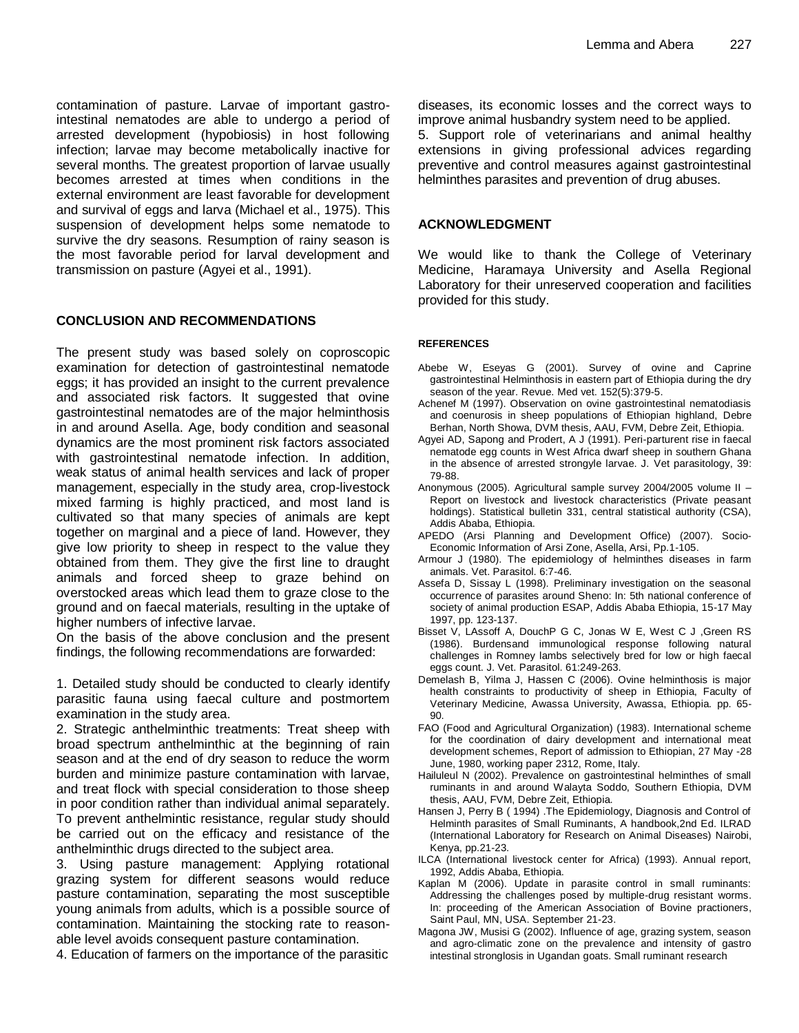contamination of pasture. Larvae of important gastro-intestinal nematodes are able to undergo a period of arrested development (hypobiosis) in host following infection; larvae may become metabolically inactive for several months. The greatest proportion of larvae usually becomes arrested at times when conditions in the external environment are least favorable for development and survival of eggs and larva (Michael et al., 1975). This suspension of development helps some nematode to survive the dry seasons. Resumption of rainy season is the most favorable period for larval development and transmission on pasture (Agyei et al., 1991).

## CONCLUSION AND RECOMMENDATIONS

The present study was based solely on coproscopic examination for detection of gastrointestinal nematode eggs; it has provided an insight to the current prevalence and associated risk factors. It suggested that ovine gastrointestinal nematodes are of the major helminthosis in and around Asella. Age, body condition and seasonal dynamics are the most prominent risk factors associated with gastrointestinal nematode infection. In addition, weak status of animal health services and lack of proper management, especially in the study area, crop-livestock mixed farming is highly practiced, and most land is cultivated so that many species of animals are kept together on marginal and a piece of land. However, they give low priority to sheep in respect to the value they obtained from them. They give the first line to draught animals and forced sheep to graze behind on overstocked areas which lead them to graze close to the ground and on faecal materials, resulting in the uptake of higher numbers of infective larvae.

On the basis of the above conclusion and the present findings, the following recommendations are forwarded:

1. Detailed study should be conducted to clearly identify parasitic fauna using faecal culture and postmortem examination in the study area.
2. Strategic anthelminthic treatments: Treat sheep with broad spectrum anthelminthic at the beginning of rain season and at the end of dry season to reduce the worm burden and minimize pasture contamination with larvae, and treat flock with special consideration to those sheep in poor condition rather than individual animal separately. To prevent anthelmintic resistance, regular study should be carried out on the efficacy and resistance of the anthelminthic drugs directed to the subject area.
3. Using pasture management: Applying rotational grazing system for different seasons would reduce pasture contamination, separating the most susceptible young animals from adults, which is a possible source of contamination. Maintaining the stocking rate to reason-able level avoids consequent pasture contamination.
4. Education of farmers on the importance of the parasitic diseases, its economic losses and the correct ways to improve animal husbandry system need to be applied.
5. Support role of veterinarians and animal healthy extensions in giving professional advices regarding preventive and control measures against gastrointestinal helminthes parasites and prevention of drug abuses.

## ACKNOWLEDGMENT

We would like to thank the College of Veterinary Medicine, Haramaya University and Asella Regional Laboratory for their unreserved cooperation and facilities provided for this study.

## REFERENCES

Abebe W, Eseyas G (2001). Survey of ovine and Caprine gastrointestinal Helminthosis in eastern part of Ethiopia during the dry season of the year. Revue. Med vet. 152(5):379-5.

Achenef M (1997). Observation on ovine gastrointestinal nematodiasis and coenurosis in sheep populations of Ethiopian highland, Debre Berhan, North Showa, DVM thesis, AAU, FVM, Debre Zeit, Ethiopia.

Agyei AD, Sapong and Prodert, A J (1991). Peri-parturent rise in faecal nematode egg counts in West Africa dwarf sheep in southern Ghana in the absence of arrested strongyle larvae. J. Vet parasitology, 39: 79-88.

Anonymous (2005). Agricultural sample survey 2004/2005 volume II – Report on livestock and livestock characteristics (Private peasant holdings). Statistical bulletin 331, central statistical authority (CSA), Addis Ababa, Ethiopia.

APEDO (Arsi Planning and Development Office) (2007). Socio-Economic Information of Arsi Zone, Asella, Arsi, Pp.1-105.

Armour J (1980). The epidemiology of helminthes diseases in farm animals. Vet. Parasitol. 6:7-46.

Assefa D, Sissay L (1998). Preliminary investigation on the seasonal occurrence of parasites around Sheno: In: 5th national conference of society of animal production ESAP, Addis Ababa Ethiopia, 15-17 May 1997, pp. 123-137.

Bisset V, LAssoff A, DouchP G C, Jonas W E, West C J ,Green RS (1986). Burdensand immunological response following natural challenges in Romney lambs selectively bred for low or high faecal eggs count. J. Vet. Parasitol. 61:249-263.

Demelash B, Yilma J, Hassen C (2006). Ovine helminthosis is major health constraints to productivity of sheep in Ethiopia, Faculty of Veterinary Medicine, Awassa University, Awassa, Ethiopia. pp. 65-90.

FAO (Food and Agricultural Organization) (1983). International scheme for the coordination of dairy development and international meat development schemes, Report of admission to Ethiopian, 27 May -28 June, 1980, working paper 2312, Rome, Italy.

Hailuleul N (2002). Prevalence on gastrointestinal helminthes of small ruminants in and around Walayta Soddo, Southern Ethiopia, DVM thesis, AAU, FVM, Debre Zeit, Ethiopia.

Hansen J, Perry B ( 1994) .The Epidemiology, Diagnosis and Control of Helminth parasites of Small Ruminants, A handbook,2nd Ed. ILRAD (International Laboratory for Research on Animal Diseases) Nairobi, Kenya, pp.21-23.

ILCA (International livestock center for Africa) (1993). Annual report, 1992, Addis Ababa, Ethiopia.

Kaplan M (2006). Update in parasite control in small ruminants: Addressing the challenges posed by multiple-drug resistant worms. In: proceeding of the American Association of Bovine practioners, Saint Paul, MN, USA. September 21-23.

Magona JW, Musisi G (2002). Influence of age, grazing system, season and agro-climatic zone on the prevalence and intensity of gastro intestinal stronglosis in Ugandan goats. Small ruminant research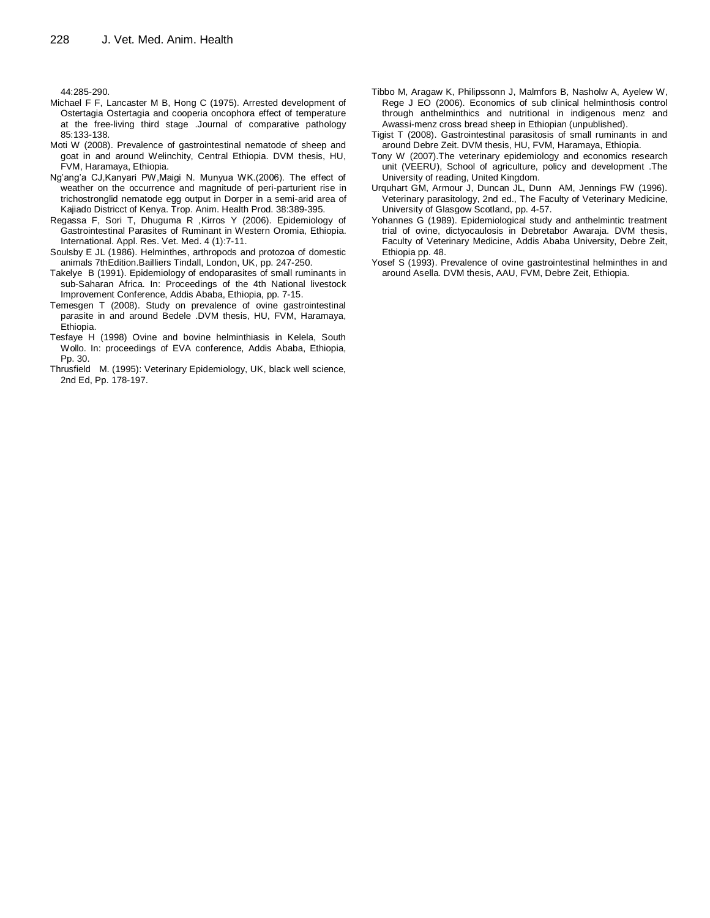44:285-290.

Michael F F, Lancaster M B, Hong C (1975). Arrested development of Ostertagia Ostertagia and cooperia oncophora effect of temperature at the free-living third stage .Journal of comparative pathology 85:133-138.

Moti W (2008). Prevalence of gastrointestinal nematode of sheep and goat in and around Welinchity, Central Ethiopia. DVM thesis, HU, FVM, Haramaya, Ethiopia.

Ng'ang'a CJ,Kanyari PW,Maigi N. Munyua WK.(2006). The effect of weather on the occurrence and magnitude of peri-parturient rise in trichostronglid nematode egg output in Dorper in a semi-arid area of Kajiado Districct of Kenya. Trop. Anim. Health Prod. 38:389-395.

Regassa F, Sori T, Dhuguma R ,Kirros Y (2006). Epidemiology of Gastrointestinal Parasites of Ruminant in Western Oromia, Ethiopia. International. Appl. Res. Vet. Med. 4 (1):7-11.

Soulsby E JL (1986). Helminthes, arthropods and protozoa of domestic animals 7thEdition.Bailliers Tindall, London, UK, pp. 247-250.

Takelye B (1991). Epidemiology of endoparasites of small ruminants in sub-Saharan Africa. In: Proceedings of the 4th National livestock Improvement Conference, Addis Ababa, Ethiopia, pp. 7-15.

Temesgen T (2008). Study on prevalence of ovine gastrointestinal parasite in and around Bedele .DVM thesis, HU, FVM, Haramaya, Ethiopia.

Tesfaye H (1998) Ovine and bovine helminthiasis in Kelela, South Wollo. In: proceedings of EVA conference, Addis Ababa, Ethiopia, Pp. 30.

Thrusfield M. (1995): Veterinary Epidemiology, UK, black well science, 2nd Ed, Pp. 178-197.

Tibbo M, Aragaw K, Philipssonn J, Malmfors B, Nasholw A, Ayelew W, Rege J EO (2006). Economics of sub clinical helminthosis control through anthelminthics and nutritional in indigenous menz and Awassi-menz cross bread sheep in Ethiopian (unpublished).

Tigist T (2008). Gastrointestinal parasitosis of small ruminants in and around Debre Zeit. DVM thesis, HU, FVM, Haramaya, Ethiopia.

Tony W (2007).The veterinary epidemiology and economics research unit (VEERU), School of agriculture, policy and development .The University of reading, United Kingdom.

Urquhart GM, Armour J, Duncan JL, Dunn AM, Jennings FW (1996). Veterinary parasitology, 2nd ed., The Faculty of Veterinary Medicine, University of Glasgow Scotland, pp. 4-57.

Yohannes G (1989). Epidemiological study and anthelmintic treatment trial of ovine, dictyocaulosis in Debretabor Awaraja. DVM thesis, Faculty of Veterinary Medicine, Addis Ababa University, Debre Zeit, Ethiopia pp. 48.

Yosef S (1993). Prevalence of ovine gastrointestinal helminthes in and around Asella. DVM thesis, AAU, FVM, Debre Zeit, Ethiopia.